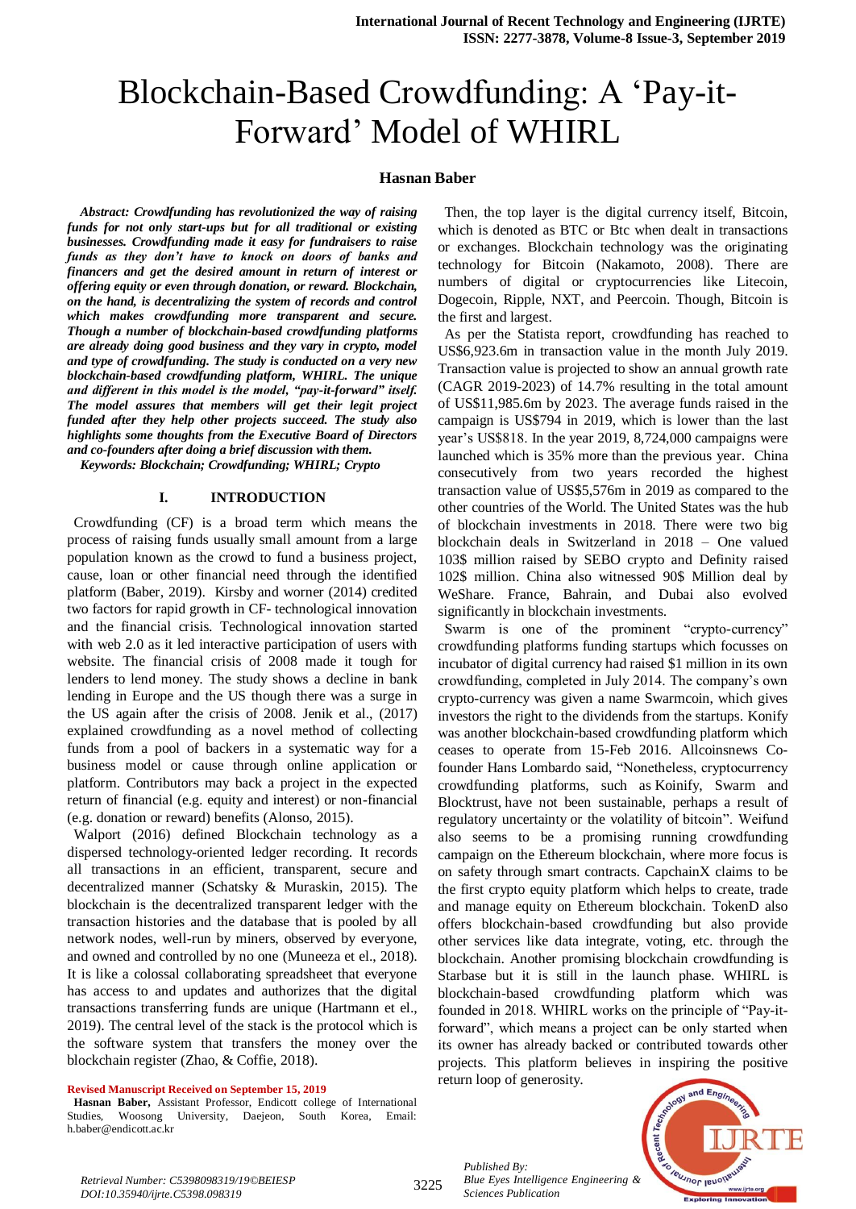# Blockchain-Based Crowdfunding: A 'Pay-it-Forward' Model of WHIRL

**Hasnan Baber**

***Abstract: Crowdfunding has revolutionized the way of raising funds for not only start-ups but for all traditional or existing businesses. Crowdfunding made it easy for fundraisers to raise funds as they don't have to knock on doors of banks and financers and get the desired amount in return of interest or offering equity or even through donation, or reward. Blockchain, on the hand, is decentralizing the system of records and control which makes crowdfunding more transparent and secure. Though a number of blockchain-based crowdfunding platforms are already doing good business and they vary in crypto, model and type of crowdfunding. The study is conducted on a very new blockchain-based crowdfunding platform, WHIRL. The unique and different in this model is the model, "pay-it-forward" itself. The model assures that members will get their legit project funded after they help other projects succeed. The study also highlights some thoughts from the Executive Board of Directors and co-founders after doing a brief discussion with them.***

***Keywords: Blockchain; Crowdfunding; WHIRL; Crypto***

## I. INTRODUCTION

Crowdfunding (CF) is a broad term which means the process of raising funds usually small amount from a large population known as the crowd to fund a business project, cause, loan or other financial need through the identified platform (Baber, 2019). Kirsby and worner (2014) credited two factors for rapid growth in CF- technological innovation and the financial crisis. Technological innovation started with web 2.0 as it led interactive participation of users with website. The financial crisis of 2008 made it tough for lenders to lend money. The study shows a decline in bank lending in Europe and the US though there was a surge in the US again after the crisis of 2008. Jenik et al., (2017) explained crowdfunding as a novel method of collecting funds from a pool of backers in a systematic way for a business model or cause through online application or platform. Contributors may back a project in the expected return of financial (e.g. equity and interest) or non-financial (e.g. donation or reward) benefits (Alonso, 2015).

Walport (2016) defined Blockchain technology as a dispersed technology-oriented ledger recording. It records all transactions in an efficient, transparent, secure and decentralized manner (Schatsky & Muraskin, 2015). The blockchain is the decentralized transparent ledger with the transaction histories and the database that is pooled by all network nodes, well-run by miners, observed by everyone, and owned and controlled by no one (Muneeza et al., 2018). It is like a colossal collaborating spreadsheet that everyone has access to and updates and authorizes that the digital transactions transferring funds are unique (Hartmann et al., 2019). The central level of the stack is the protocol which is the software system that transfers the money over the blockchain register (Zhao, & Coffie, 2018).

Then, the top layer is the digital currency itself, Bitcoin, which is denoted as BTC or Btc when dealt in transactions or exchanges. Blockchain technology was the originating technology for Bitcoin (Nakamoto, 2008). There are numbers of digital or cryptocurrencies like Litecoin, Dogecoin, Ripple, NXT, and Peercoin. Though, Bitcoin is the first and largest.

As per the Statista report, crowdfunding has reached to US$6,923.6m in transaction value in the month July 2019. Transaction value is projected to show an annual growth rate (CAGR 2019-2023) of 14.7% resulting in the total amount of US$11,985.6m by 2023. The average funds raised in the campaign is US$794 in 2019, which is lower than the last year's US$818. In the year 2019, 8,724,000 campaigns were launched which is 35% more than the previous year. China consecutively from two years recorded the highest transaction value of US$5,576m in 2019 as compared to the other countries of the World. The United States was the hub of blockchain investments in 2018. There were two big blockchain deals in Switzerland in 2018 – One valued 103$ million raised by SEBO crypto and Definity raised 102$ million. China also witnessed 90$ Million deal by WeShare. France, Bahrain, and Dubai also evolved significantly in blockchain investments.

Swarm is one of the prominent "crypto-currency" crowdfunding platforms funding startups which focusses on incubator of digital currency had raised $1 million in its own crowdfunding, completed in July 2014. The company's own crypto-currency was given a name Swarmcoin, which gives investors the right to the dividends from the startups. Konify was another blockchain-based crowdfunding platform which ceases to operate from 15-Feb 2016. Allcoinsnews Co-founder Hans Lombardo said, "Nonetheless, cryptocurrency crowdfunding platforms, such as Koinify, Swarm and Blocktrust, have not been sustainable, perhaps a result of regulatory uncertainty or the volatility of bitcoin". Weifund also seems to be a promising running crowdfunding campaign on the Ethereum blockchain, where more focus is on safety through smart contracts. CapchainX claims to be the first crypto equity platform which helps to create, trade and manage equity on Ethereum blockchain. TokenD also offers blockchain-based crowdfunding but also provide other services like data integrate, voting, etc. through the blockchain. Another promising blockchain crowdfunding is Starbase but it is still in the launch phase. WHIRL is blockchain-based crowdfunding platform which was founded in 2018. WHIRL works on the principle of "Pay-it-forward", which means a project can be only started when its owner has already backed or contributed towards other projects. This platform believes in inspiring the positive return loop of generosity.

**Revised Manuscript Received on September 15, 2019**

**Hasnan Baber,** Assistant Professor, Endicott college of International Studies, Woosong University, Daejeon, South Korea, Email: h.baber@endicott.ac.kr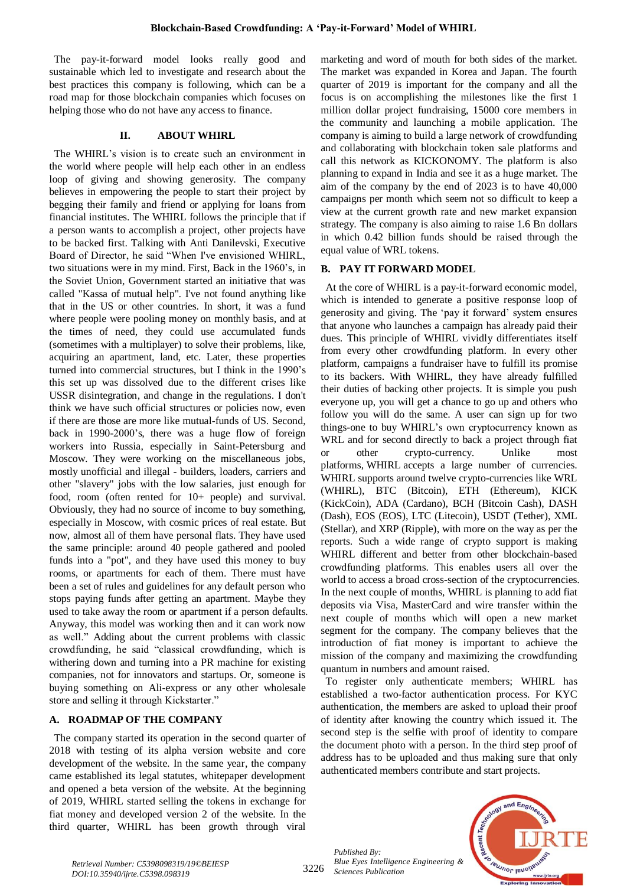The pay-it-forward model looks really good and sustainable which led to investigate and research about the best practices this company is following, which can be a road map for those blockchain companies which focuses on helping those who do not have any access to finance.

## II. ABOUT WHIRL

The WHIRL's vision is to create such an environment in the world where people will help each other in an endless loop of giving and showing generosity. The company believes in empowering the people to start their project by begging their family and friend or applying for loans from financial institutes. The WHIRL follows the principle that if a person wants to accomplish a project, other projects have to be backed first. Talking with Anti Danilevski, Executive Board of Director, he said "When I've envisioned WHIRL, two situations were in my mind. First, Back in the 1960's, in the Soviet Union, Government started an initiative that was called "Kassa of mutual help". I've not found anything like that in the US or other countries. In short, it was a fund where people were pooling money on monthly basis, and at the times of need, they could use accumulated funds (sometimes with a multiplayer) to solve their problems, like, acquiring an apartment, land, etc. Later, these properties turned into commercial structures, but I think in the 1990's this set up was dissolved due to the different crises like USSR disintegration, and change in the regulations. I don't think we have such official structures or policies now, even if there are those are more like mutual-funds of US. Second, back in 1990-2000's, there was a huge flow of foreign workers into Russia, especially in Saint-Petersburg and Moscow. They were working on the miscellaneous jobs, mostly unofficial and illegal - builders, loaders, carriers and other "slavery" jobs with the low salaries, just enough for food, room (often rented for 10+ people) and survival. Obviously, they had no source of income to buy something, especially in Moscow, with cosmic prices of real estate. But now, almost all of them have personal flats. They have used the same principle: around 40 people gathered and pooled funds into a "pot", and they have used this money to buy rooms, or apartments for each of them. There must have been a set of rules and guidelines for any default person who stops paying funds after getting an apartment. Maybe they used to take away the room or apartment if a person defaults. Anyway, this model was working then and it can work now as well." Adding about the current problems with classic crowdfunding, he said "classical crowdfunding, which is withering down and turning into a PR machine for existing companies, not for innovators and startups. Or, someone is buying something on Ali-express or any other wholesale store and selling it through Kickstarter."

### A. ROADMAP OF THE COMPANY

The company started its operation in the second quarter of 2018 with testing of its alpha version website and core development of the website. In the same year, the company came established its legal statutes, whitepaper development and opened a beta version of the website. At the beginning of 2019, WHIRL started selling the tokens in exchange for fiat money and developed version 2 of the website. In the third quarter, WHIRL has been growth through viral marketing and word of mouth for both sides of the market. The market was expanded in Korea and Japan. The fourth quarter of 2019 is important for the company and all the focus is on accomplishing the milestones like the first 1 million dollar project fundraising, 15000 core members in the community and launching a mobile application. The company is aiming to build a large network of crowdfunding and collaborating with blockchain token sale platforms and call this network as KICKONOMY. The platform is also planning to expand in India and see it as a huge market. The aim of the company by the end of 2023 is to have 40,000 campaigns per month which seem not so difficult to keep a view at the current growth rate and new market expansion strategy. The company is also aiming to raise 1.6 Bn dollars in which 0.42 billion funds should be raised through the equal value of WRL tokens.

### B. PAY IT FORWARD MODEL

At the core of WHIRL is a pay-it-forward economic model, which is intended to generate a positive response loop of generosity and giving. The 'pay it forward' system ensures that anyone who launches a campaign has already paid their dues. This principle of WHIRL vividly differentiates itself from every other crowdfunding platform. In every other platform, campaigns a fundraiser have to fulfill its promise to its backers. With WHIRL, they have already fulfilled their duties of backing other projects. It is simple you push everyone up, you will get a chance to go up and others who follow you will do the same. A user can sign up for two things-one to buy WHIRL's own cryptocurrency known as WRL and for second directly to back a project through fiat or other crypto-currency. Unlike most platforms, WHIRL accepts a large number of currencies. WHIRL supports around twelve crypto-currencies like WRL (WHIRL), BTC (Bitcoin), ETH (Ethereum), KICK (KickCoin), ADA (Cardano), BCH (Bitcoin Cash), DASH (Dash), EOS (EOS), LTC (Litecoin), USDT (Tether), XML (Stellar), and XRP (Ripple), with more on the way as per the reports. Such a wide range of crypto support is making WHIRL different and better from other blockchain-based crowdfunding platforms. This enables users all over the world to access a broad cross-section of the cryptocurrencies. In the next couple of months, WHIRL is planning to add fiat deposits via Visa, MasterCard and wire transfer within the next couple of months which will open a new market segment for the company. The company believes that the introduction of fiat money is important to achieve the mission of the company and maximizing the crowdfunding quantum in numbers and amount raised.

To register only authenticate members; WHIRL has established a two-factor authentication process. For KYC authentication, the members are asked to upload their proof of identity after knowing the country which issued it. The second step is the selfie with proof of identity to compare the document photo with a person. In the third step proof of address has to be uploaded and thus making sure that only authenticated members contribute and start projects.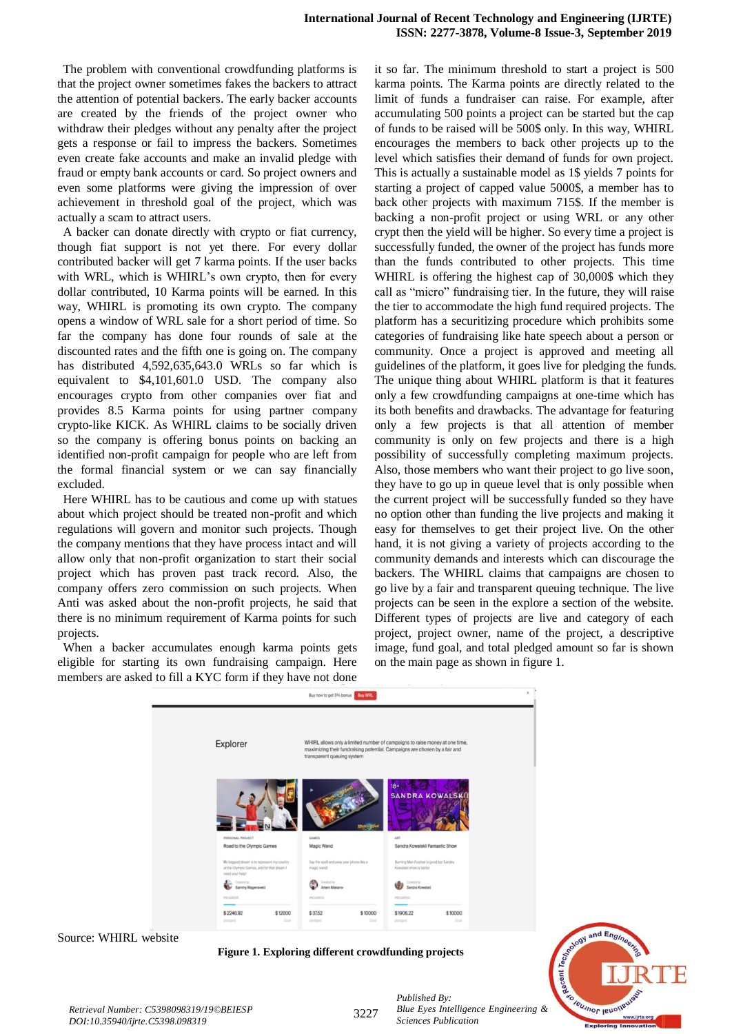The problem with conventional crowdfunding platforms is that the project owner sometimes fakes the backers to attract the attention of potential backers. The early backer accounts are created by the friends of the project owner who withdraw their pledges without any penalty after the project gets a response or fail to impress the backers. Sometimes even create fake accounts and make an invalid pledge with fraud or empty bank accounts or card. So project owners and even some platforms were giving the impression of over achievement in threshold goal of the project, which was actually a scam to attract users.

A backer can donate directly with crypto or fiat currency, though fiat support is not yet there. For every dollar contributed backer will get 7 karma points. If the user backs with WRL, which is WHIRL's own crypto, then for every dollar contributed, 10 Karma points will be earned. In this way, WHIRL is promoting its own crypto. The company opens a window of WRL sale for a short period of time. So far the company has done four rounds of sale at the discounted rates and the fifth one is going on. The company has distributed 4,592,635,643.0 WRLs so far which is equivalent to $4,101,601.0 USD. The company also encourages crypto from other companies over fiat and provides 8.5 Karma points for using partner company crypto-like KICK. As WHIRL claims to be socially driven so the company is offering bonus points on backing an identified non-profit campaign for people who are left from the formal financial system or we can say financially excluded.

Here WHIRL has to be cautious and come up with statues about which project should be treated non-profit and which regulations will govern and monitor such projects. Though the company mentions that they have process intact and will allow only that non-profit organization to start their social project which has proven past track record. Also, the company offers zero commission on such projects. When Anti was asked about the non-profit projects, he said that there is no minimum requirement of Karma points for such projects.

When a backer accumulates enough karma points gets eligible for starting its own fundraising campaign. Here members are asked to fill a KYC form if they have not done it so far. The minimum threshold to start a project is 500 karma points. The Karma points are directly related to the limit of funds a fundraiser can raise. For example, after accumulating 500 points a project can be started but the cap of funds to be raised will be 500$ only. In this way, WHIRL encourages the members to back other projects up to the level which satisfies their demand of funds for own project. This is actually a sustainable model as 1$ yields 7 points for starting a project of capped value 5000$, a member has to back other projects with maximum 715$. If the member is backing a non-profit project or using WRL or any other crypt then the yield will be higher. So every time a project is successfully funded, the owner of the project has funds more than the funds contributed to other projects. This time WHIRL is offering the highest cap of 30,000$ which they call as "micro" fundraising tier. In the future, they will raise the tier to accommodate the high fund required projects. The platform has a securitizing procedure which prohibits some categories of fundraising like hate speech about a person or community. Once a project is approved and meeting all guidelines of the platform, it goes live for pledging the funds. The unique thing about WHIRL platform is that it features only a few crowdfunding campaigns at one-time which has its both benefits and drawbacks. The advantage for featuring only a few projects is that all attention of member community is only on few projects and there is a high possibility of successfully completing maximum projects. Also, those members who want their project to go live soon, they have to go up in queue level that is only possible when the current project will be successfully funded so they have no option other than funding the live projects and making it easy for themselves to get their project live. On the other hand, it is not giving a variety of projects according to the community demands and interests which can discourage the backers. The WHIRL claims that campaigns are chosen to go live by a fair and transparent queuing technique. The live projects can be seen in the explore a section of the website. Different types of projects are live and category of each project, project owner, name of the project, a descriptive image, fund goal, and total pledged amount so far is shown on the main page as shown in figure 1.

Source: WHIRL website

**Figure 1. Exploring different crowdfunding projects**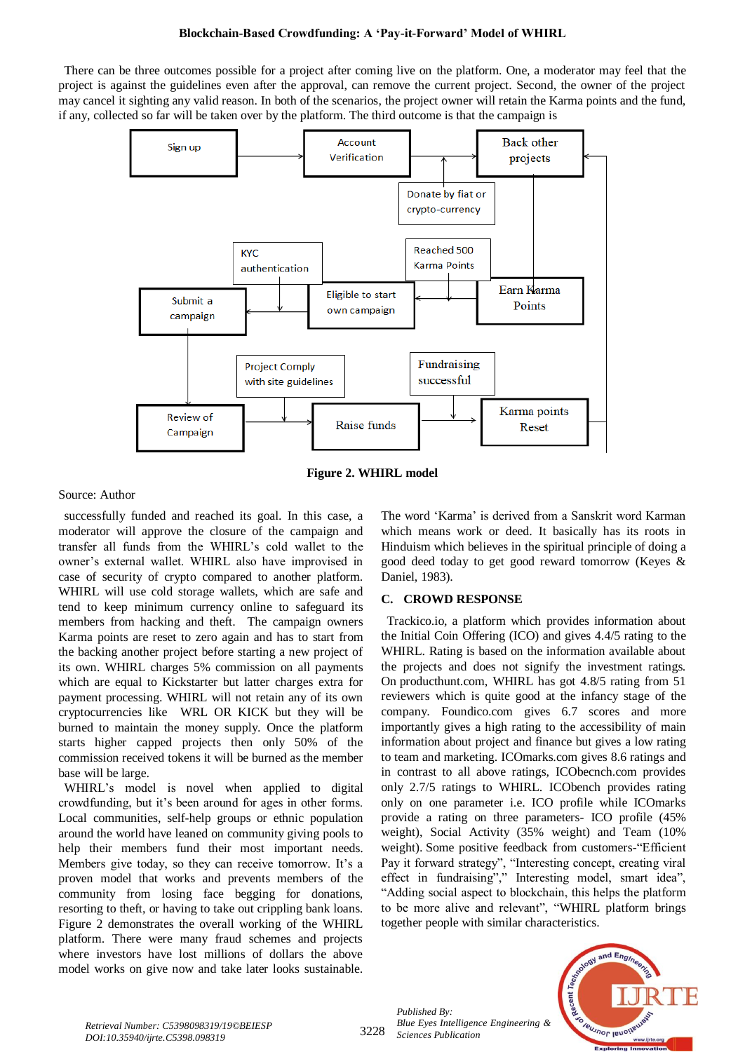There can be three outcomes possible for a project after coming live on the platform. One, a moderator may feel that the project is against the guidelines even after the approval, can remove the current project. Second, the owner of the project may cancel it sighting any valid reason. In both of the scenarios, the project owner will retain the Karma points and the fund, if any, collected so far will be taken over by the platform. The third outcome is that the campaign is

**Figure 2. WHIRL model**

Source: Author

successfully funded and reached its goal. In this case, a moderator will approve the closure of the campaign and transfer all funds from the WHIRL's cold wallet to the owner's external wallet. WHIRL also have improvised in case of security of crypto compared to another platform. WHIRL will use cold storage wallets, which are safe and tend to keep minimum currency online to safeguard its members from hacking and theft. The campaign owners Karma points are reset to zero again and has to start from the backing another project before starting a new project of its own. WHIRL charges 5% commission on all payments which are equal to Kickstarter but latter charges extra for payment processing. WHIRL will not retain any of its own cryptocurrencies like WRL OR KICK but they will be burned to maintain the money supply. Once the platform starts higher capped projects then only 50% of the commission received tokens it will be burned as the member base will be large.

WHIRL's model is novel when applied to digital crowdfunding, but it's been around for ages in other forms. Local communities, self-help groups or ethnic population around the world have leaned on community giving pools to help their members fund their most important needs. Members give today, so they can receive tomorrow. It's a proven model that works and prevents members of the community from losing face begging for donations, resorting to theft, or having to take out crippling bank loans. Figure 2 demonstrates the overall working of the WHIRL platform. There were many fraud schemes and projects where investors have lost millions of dollars the above model works on give now and take later looks sustainable.

The word 'Karma' is derived from a Sanskrit word Karman which means work or deed. It basically has its roots in Hinduism which believes in the spiritual principle of doing a good deed today to get good reward tomorrow (Keyes & Daniel, 1983).

## C. CROWD RESPONSE

Trackico.io, a platform which provides information about the Initial Coin Offering (ICO) and gives 4.4/5 rating to the WHIRL. Rating is based on the information available about the projects and does not signify the investment ratings. On producthunt.com, WHIRL has got 4.8/5 rating from 51 reviewers which is quite good at the infancy stage of the company. Foundico.com gives 6.7 scores and more importantly gives a high rating to the accessibility of main information about project and finance but gives a low rating to team and marketing. ICOmarks.com gives 8.6 ratings and in contrast to all above ratings, ICObecnch.com provides only 2.7/5 ratings to WHIRL. ICObench provides rating only on one parameter i.e. ICO profile while ICOmarks provide a rating on three parameters- ICO profile (45% weight), Social Activity (35% weight) and Team (10% weight). Some positive feedback from customers-"Efficient Pay it forward strategy", "Interesting concept, creating viral effect in fundraising"," Interesting model, smart idea", "Adding social aspect to blockchain, this helps the platform to be more alive and relevant", "WHIRL platform brings together people with similar characteristics.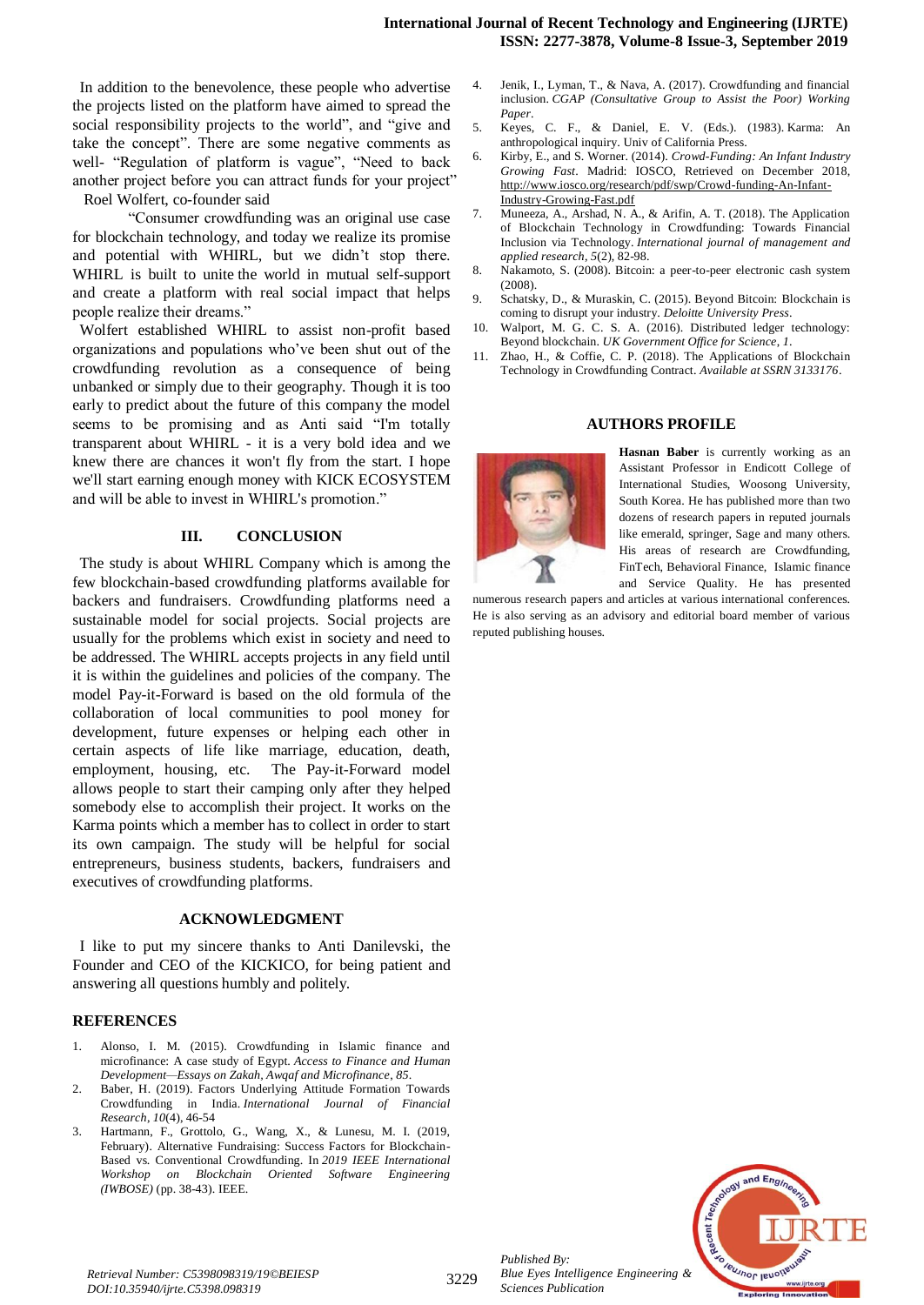In addition to the benevolence, these people who advertise the projects listed on the platform have aimed to spread the social responsibility projects to the world", and "give and take the concept". There are some negative comments as well- "Regulation of platform is vague", "Need to back another project before you can attract funds for your project"

Roel Wolfert, co-founder said

"Consumer crowdfunding was an original use case for blockchain technology, and today we realize its promise and potential with WHIRL, but we didn't stop there. WHIRL is built to unite the world in mutual self-support and create a platform with real social impact that helps people realize their dreams."

Wolfert established WHIRL to assist non-profit based organizations and populations who've been shut out of the crowdfunding revolution as a consequence of being unbanked or simply due to their geography. Though it is too early to predict about the future of this company the model seems to be promising and as Anti said "I'm totally transparent about WHIRL - it is a very bold idea and we knew there are chances it won't fly from the start. I hope we'll start earning enough money with KICK ECOSYSTEM and will be able to invest in WHIRL's promotion."

## III. CONCLUSION

The study is about WHIRL Company which is among the few blockchain-based crowdfunding platforms available for backers and fundraisers. Crowdfunding platforms need a sustainable model for social projects. Social projects are usually for the problems which exist in society and need to be addressed. The WHIRL accepts projects in any field until it is within the guidelines and policies of the company. The model Pay-it-Forward is based on the old formula of the collaboration of local communities to pool money for development, future expenses or helping each other in certain aspects of life like marriage, education, death, employment, housing, etc. The Pay-it-Forward model allows people to start their camping only after they helped somebody else to accomplish their project. It works on the Karma points which a member has to collect in order to start its own campaign. The study will be helpful for social entrepreneurs, business students, backers, fundraisers and executives of crowdfunding platforms.

## ACKNOWLEDGMENT

I like to put my sincere thanks to Anti Danilevski, the Founder and CEO of the KICKICO, for being patient and answering all questions humbly and politely.

## REFERENCES

1. Alonso, I. M. (2015). Crowdfunding in Islamic finance and microfinance: A case study of Egypt. *Access to Finance and Human Development—Essays on Zakah, Awqaf and Microfinance*, *85*.
2. Baber, H. (2019). Factors Underlying Attitude Formation Towards Crowdfunding in India. *International Journal of Financial Research*, *10*(4), 46-54
3. Hartmann, F., Grottolo, G., Wang, X., & Lunesu, M. I. (2019, February). Alternative Fundraising: Success Factors for Blockchain-Based vs. Conventional Crowdfunding. In *2019 IEEE International Workshop on Blockchain Oriented Software Engineering (IWBOSE)* (pp. 38-43). IEEE.
4. Jenik, I., Lyman, T., & Nava, A. (2017). Crowdfunding and financial inclusion. *CGAP (Consultative Group to Assist the Poor) Working Paper*.
5. Keyes, C. F., & Daniel, E. V. (Eds.). (1983). Karma: An anthropological inquiry. Univ of California Press.
6. Kirby, E., and S. Worner. (2014). *Crowd-Funding: An Infant Industry Growing Fast*. Madrid: IOSCO, Retrieved on December 2018, http://www.iosco.org/research/pdf/swp/Crowd-funding-An-Infant-Industry-Growing-Fast.pdf
7. Muneeza, A., Arshad, N. A., & Arifin, A. T. (2018). The Application of Blockchain Technology in Crowdfunding: Towards Financial Inclusion via Technology. *International journal of management and applied research*, *5*(2), 82-98.
8. Nakamoto, S. (2008). Bitcoin: a peer-to-peer electronic cash system (2008).
9. Schatsky, D., & Muraskin, C. (2015). Beyond Bitcoin: Blockchain is coming to disrupt your industry. *Deloitte University Press*.
10. Walport, M. G. C. S. A. (2016). Distributed ledger technology: Beyond blockchain. *UK Government Office for Science*, *1*.
11. Zhao, H., & Coffie, C. P. (2018). The Applications of Blockchain Technology in Crowdfunding Contract. *Available at SSRN 3133176*.

## AUTHORS PROFILE

**Hasnan Baber** is currently working as an Assistant Professor in Endicott College of International Studies, Woosong University, South Korea. He has published more than two dozens of research papers in reputed journals like emerald, springer, Sage and many others. His areas of research are Crowdfunding, FinTech, Behavioral Finance, Islamic finance and Service Quality. He has presented numerous research papers and articles at various international conferences. He is also serving as an advisory and editorial board member of various reputed publishing houses.